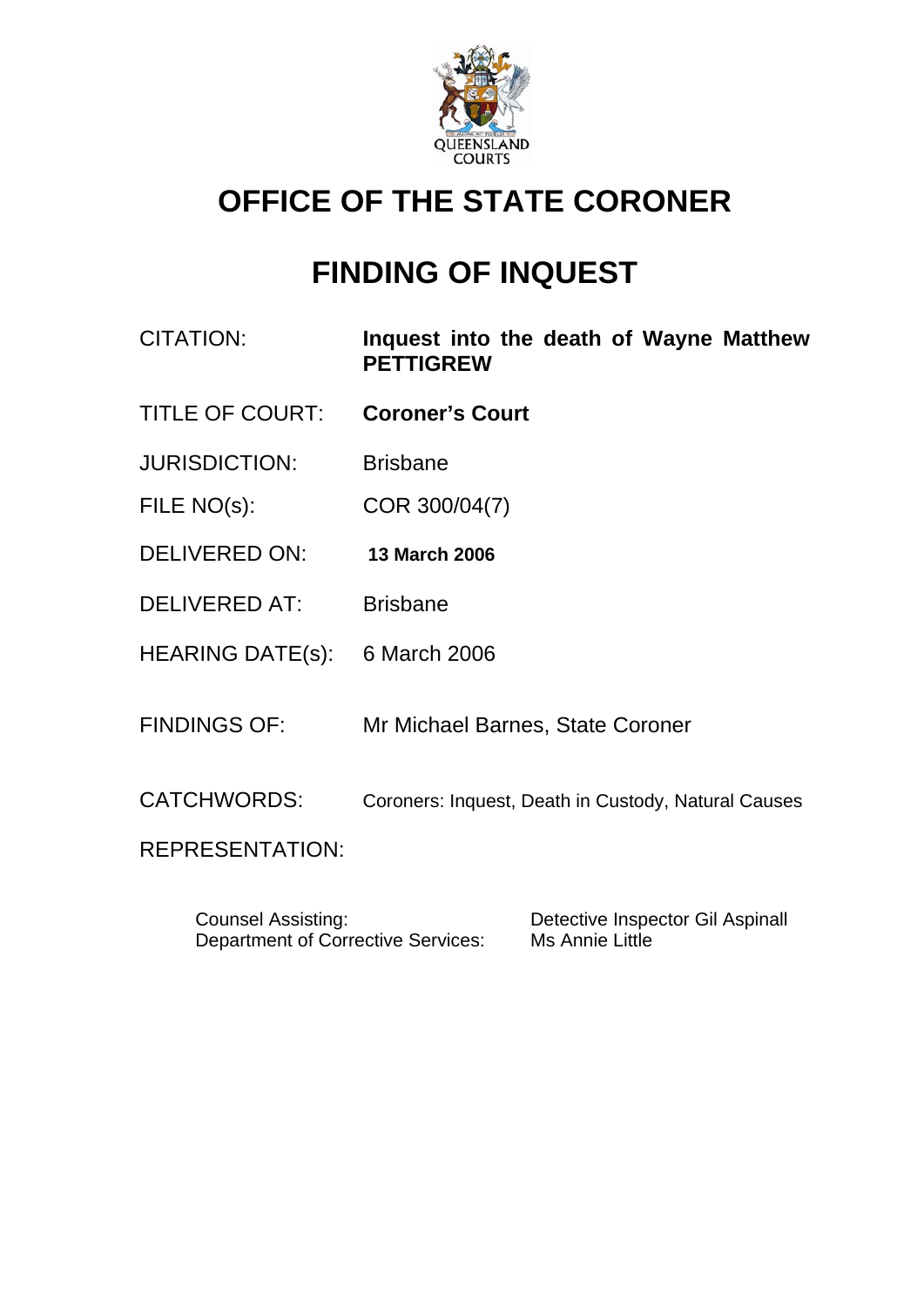# OFFICE OF THE STATE CORONER

# FINDING OF INQUEST

| | |
|---|---|
| CITATION: | **Inquest into the death of Wayne Matthew PETTIGREW** |
| TITLE OF COURT: | **Coroner's Court** |
| JURISDICTION: | Brisbane |
| FILE NO(s): | COR 300/04(7) |
| DELIVERED ON: | **13 March 2006** |
| DELIVERED AT: | Brisbane |
| HEARING DATE(s): | 6 March 2006 |
| FINDINGS OF: | Mr Michael Barnes, State Coroner |
| CATCHWORDS: | Coroners: Inquest, Death in Custody, Natural Causes |
| REPRESENTATION: | |

| | |
|---|---|
| Counsel Assisting: | Detective Inspector Gil Aspinall |
| Department of Corrective Services: | Ms Annie Little |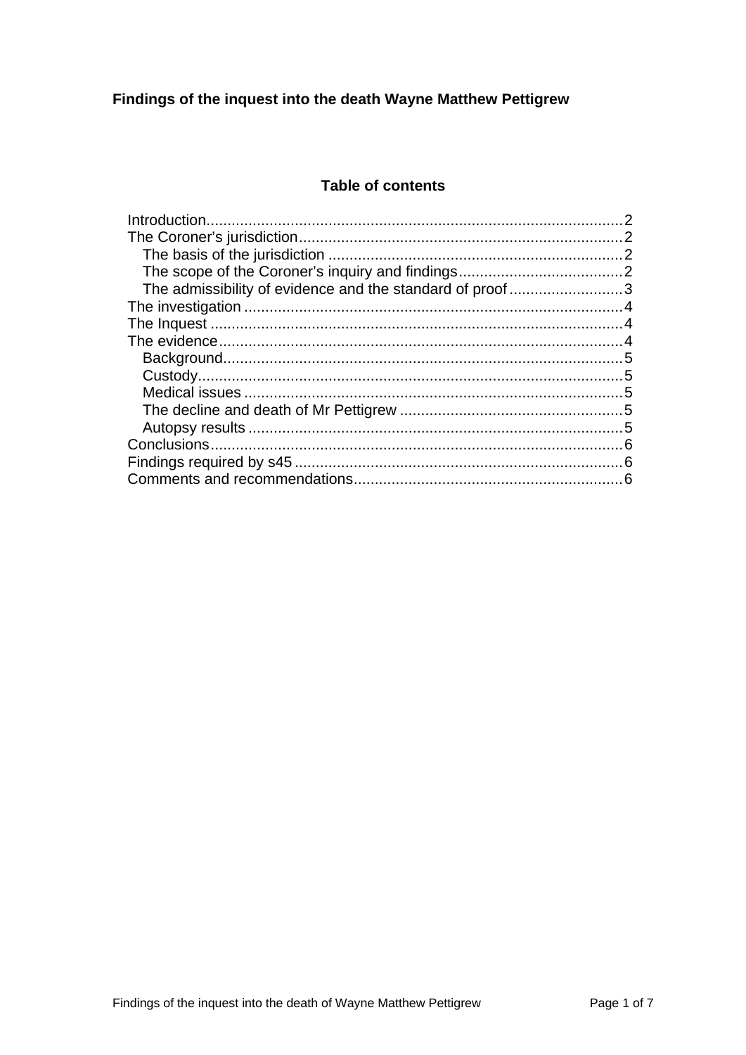**Findings of the inquest into the death Wayne Matthew Pettigrew**

## Table of contents

- Introduction ........ 2
- The Coroner's jurisdiction ........ 2
  - The basis of the jurisdiction ........ 2
  - The scope of the Coroner's inquiry and findings ........ 2
  - The admissibility of evidence and the standard of proof ........ 3
- The investigation ........ 4
- The Inquest ........ 4
- The evidence ........ 4
  - Background ........ 5
  - Custody ........ 5
  - Medical issues ........ 5
  - The decline and death of Mr Pettigrew ........ 5
  - Autopsy results ........ 5
- Conclusions ........ 6
- Findings required by s45 ........ 6
- Comments and recommendations ........ 6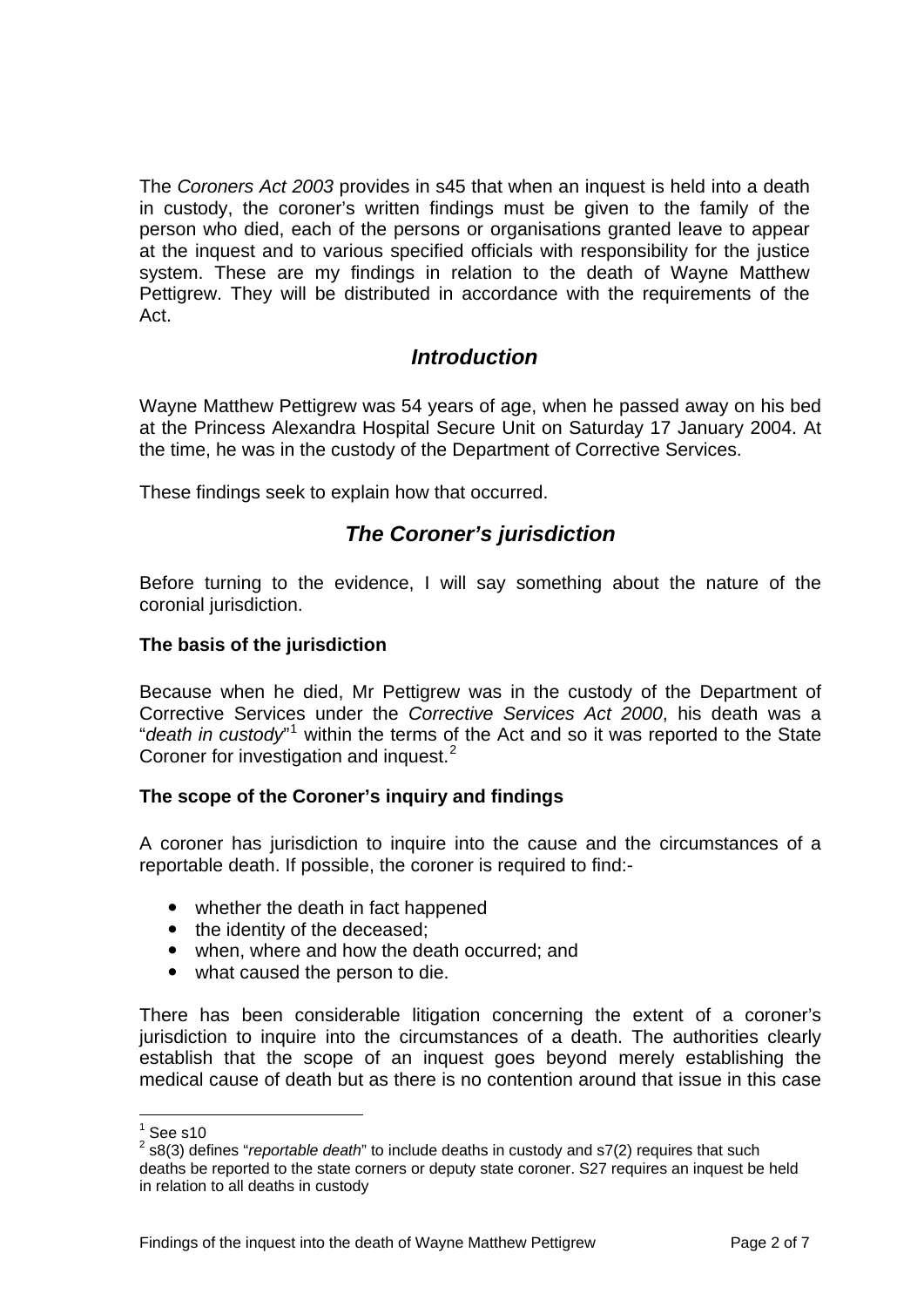The *Coroners Act 2003* provides in s45 that when an inquest is held into a death in custody, the coroner's written findings must be given to the family of the person who died, each of the persons or organisations granted leave to appear at the inquest and to various specified officials with responsibility for the justice system. These are my findings in relation to the death of Wayne Matthew Pettigrew. They will be distributed in accordance with the requirements of the Act.

## *Introduction*

Wayne Matthew Pettigrew was 54 years of age, when he passed away on his bed at the Princess Alexandra Hospital Secure Unit on Saturday 17 January 2004. At the time, he was in the custody of the Department of Corrective Services.

These findings seek to explain how that occurred.

## *The Coroner's jurisdiction*

Before turning to the evidence, I will say something about the nature of the coronial jurisdiction.

### The basis of the jurisdiction

Because when he died, Mr Pettigrew was in the custody of the Department of Corrective Services under the *Corrective Services Act 2000*, his death was a "*death in custody*"[1] within the terms of the Act and so it was reported to the State Coroner for investigation and inquest.[2]

### The scope of the Coroner's inquiry and findings

A coroner has jurisdiction to inquire into the cause and the circumstances of a reportable death. If possible, the coroner is required to find:-

- whether the death in fact happened
- the identity of the deceased;
- when, where and how the death occurred; and
- what caused the person to die.

There has been considerable litigation concerning the extent of a coroner's jurisdiction to inquire into the circumstances of a death. The authorities clearly establish that the scope of an inquest goes beyond merely establishing the medical cause of death but as there is no contention around that issue in this case

---

[1] See s10

[2] s8(3) defines "*reportable death*" to include deaths in custody and s7(2) requires that such deaths be reported to the state corners or deputy state coroner. S27 requires an inquest be held in relation to all deaths in custody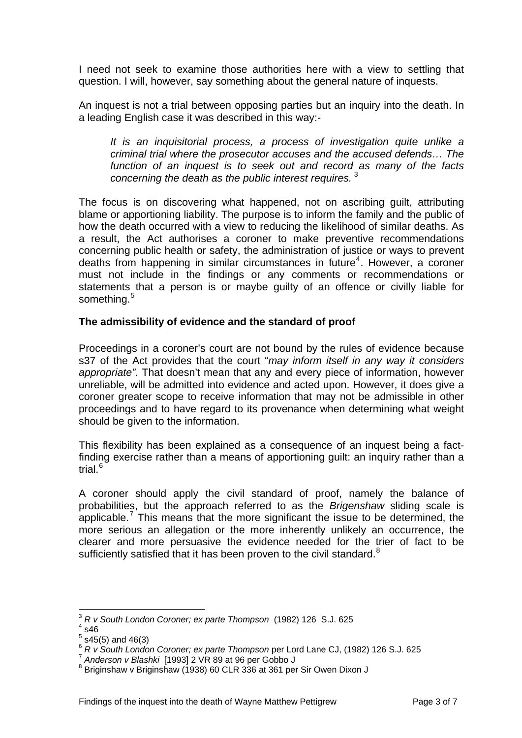I need not seek to examine those authorities here with a view to settling that question. I will, however, say something about the general nature of inquests.

An inquest is not a trial between opposing parties but an inquiry into the death. In a leading English case it was described in this way:-

> *It is an inquisitorial process, a process of investigation quite unlike a criminal trial where the prosecutor accuses and the accused defends… The function of an inquest is to seek out and record as many of the facts concerning the death as the public interest requires.* [3]

The focus is on discovering what happened, not on ascribing guilt, attributing blame or apportioning liability. The purpose is to inform the family and the public of how the death occurred with a view to reducing the likelihood of similar deaths. As a result, the Act authorises a coroner to make preventive recommendations concerning public health or safety, the administration of justice or ways to prevent deaths from happening in similar circumstances in future[4]. However, a coroner must not include in the findings or any comments or recommendations or statements that a person is or maybe guilty of an offence or civilly liable for something.[5]

**The admissibility of evidence and the standard of proof**

Proceedings in a coroner's court are not bound by the rules of evidence because s37 of the Act provides that the court "*may inform itself in any way it considers appropriate".* That doesn't mean that any and every piece of information, however unreliable, will be admitted into evidence and acted upon. However, it does give a coroner greater scope to receive information that may not be admissible in other proceedings and to have regard to its provenance when determining what weight should be given to the information.

This flexibility has been explained as a consequence of an inquest being a fact-finding exercise rather than a means of apportioning guilt: an inquiry rather than a trial.[6]

A coroner should apply the civil standard of proof, namely the balance of probabilities, but the approach referred to as the *Brigenshaw* sliding scale is applicable.[7] This means that the more significant the issue to be determined, the more serious an allegation or the more inherently unlikely an occurrence, the clearer and more persuasive the evidence needed for the trier of fact to be sufficiently satisfied that it has been proven to the civil standard.[8]

---

[3] *R v South London Coroner; ex parte Thompson* (1982) 126 S.J. 625

[4] s46

[5] s45(5) and 46(3)

[6] *R v South London Coroner; ex parte Thompson* per Lord Lane CJ, (1982) 126 S.J. 625

[7] *Anderson v Blashki* [1993] 2 VR 89 at 96 per Gobbo J

[8] Briginshaw v Briginshaw (1938) 60 CLR 336 at 361 per Sir Owen Dixon J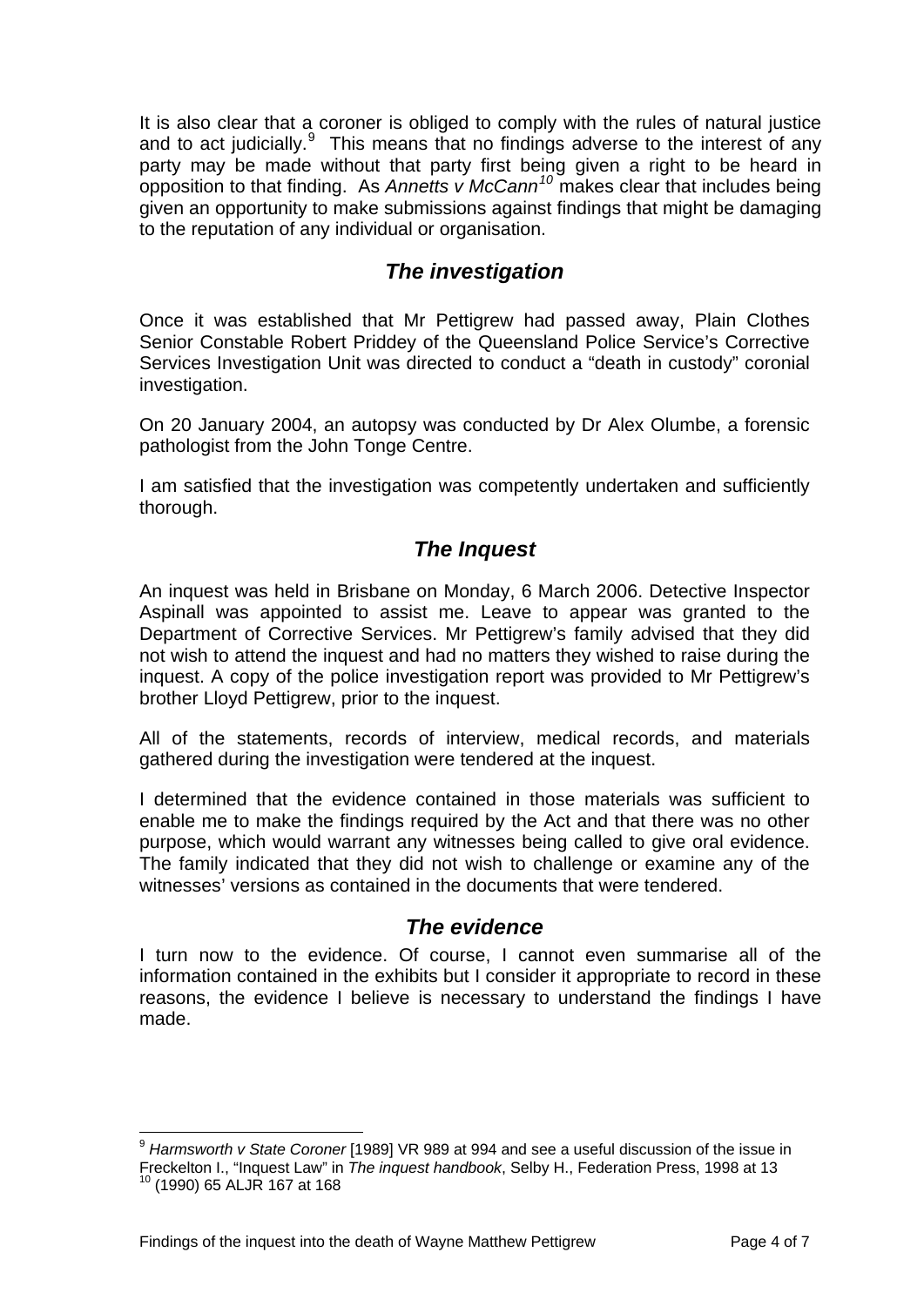It is also clear that a coroner is obliged to comply with the rules of natural justice and to act judicially.[9] This means that no findings adverse to the interest of any party may be made without that party first being given a right to be heard in opposition to that finding. As *Annetts v McCann*[10] makes clear that includes being given an opportunity to make submissions against findings that might be damaging to the reputation of any individual or organisation.

## *The investigation*

Once it was established that Mr Pettigrew had passed away, Plain Clothes Senior Constable Robert Priddey of the Queensland Police Service's Corrective Services Investigation Unit was directed to conduct a "death in custody" coronial investigation.

On 20 January 2004, an autopsy was conducted by Dr Alex Olumbe, a forensic pathologist from the John Tonge Centre.

I am satisfied that the investigation was competently undertaken and sufficiently thorough.

## *The Inquest*

An inquest was held in Brisbane on Monday, 6 March 2006. Detective Inspector Aspinall was appointed to assist me. Leave to appear was granted to the Department of Corrective Services. Mr Pettigrew's family advised that they did not wish to attend the inquest and had no matters they wished to raise during the inquest. A copy of the police investigation report was provided to Mr Pettigrew's brother Lloyd Pettigrew, prior to the inquest.

All of the statements, records of interview, medical records, and materials gathered during the investigation were tendered at the inquest.

I determined that the evidence contained in those materials was sufficient to enable me to make the findings required by the Act and that there was no other purpose, which would warrant any witnesses being called to give oral evidence. The family indicated that they did not wish to challenge or examine any of the witnesses' versions as contained in the documents that were tendered.

## *The evidence*

I turn now to the evidence. Of course, I cannot even summarise all of the information contained in the exhibits but I consider it appropriate to record in these reasons, the evidence I believe is necessary to understand the findings I have made.

---

[9] *Harmsworth v State Coroner* [1989] VR 989 at 994 and see a useful discussion of the issue in Freckelton I., "Inquest Law" in *The inquest handbook*, Selby H., Federation Press, 1998 at 13

[10] (1990) 65 ALJR 167 at 168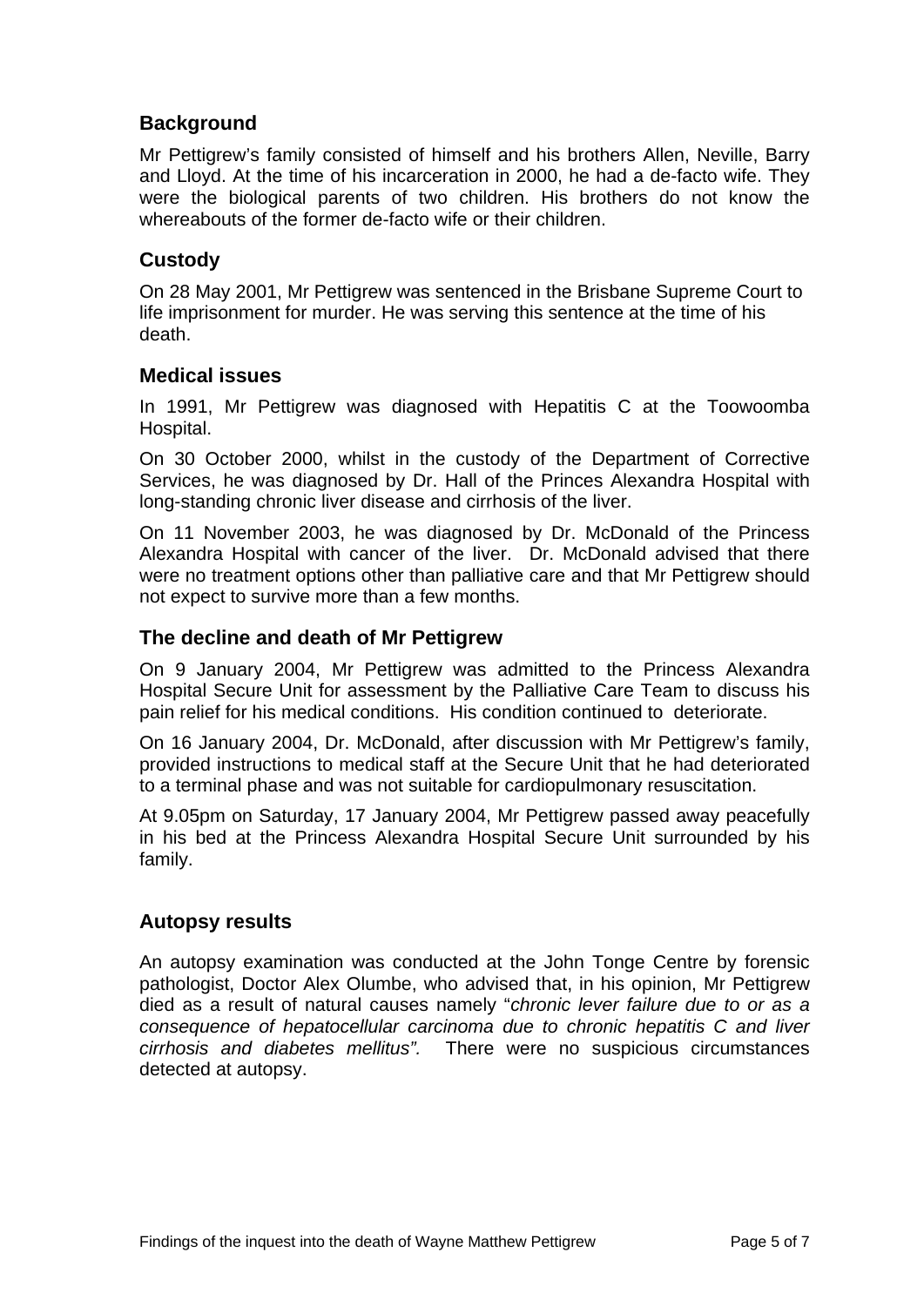## Background

Mr Pettigrew's family consisted of himself and his brothers Allen, Neville, Barry and Lloyd. At the time of his incarceration in 2000, he had a de-facto wife. They were the biological parents of two children. His brothers do not know the whereabouts of the former de-facto wife or their children.

## Custody

On 28 May 2001, Mr Pettigrew was sentenced in the Brisbane Supreme Court to life imprisonment for murder. He was serving this sentence at the time of his death.

## Medical issues

In 1991, Mr Pettigrew was diagnosed with Hepatitis C at the Toowoomba Hospital.

On 30 October 2000, whilst in the custody of the Department of Corrective Services, he was diagnosed by Dr. Hall of the Princes Alexandra Hospital with long-standing chronic liver disease and cirrhosis of the liver.

On 11 November 2003, he was diagnosed by Dr. McDonald of the Princess Alexandra Hospital with cancer of the liver. Dr. McDonald advised that there were no treatment options other than palliative care and that Mr Pettigrew should not expect to survive more than a few months.

## The decline and death of Mr Pettigrew

On 9 January 2004, Mr Pettigrew was admitted to the Princess Alexandra Hospital Secure Unit for assessment by the Palliative Care Team to discuss his pain relief for his medical conditions. His condition continued to deteriorate.

On 16 January 2004, Dr. McDonald, after discussion with Mr Pettigrew's family, provided instructions to medical staff at the Secure Unit that he had deteriorated to a terminal phase and was not suitable for cardiopulmonary resuscitation.

At 9.05pm on Saturday, 17 January 2004, Mr Pettigrew passed away peacefully in his bed at the Princess Alexandra Hospital Secure Unit surrounded by his family.

## Autopsy results

An autopsy examination was conducted at the John Tonge Centre by forensic pathologist, Doctor Alex Olumbe, who advised that, in his opinion, Mr Pettigrew died as a result of natural causes namely "*chronic lever failure due to or as a consequence of hepatocellular carcinoma due to chronic hepatitis C and liver cirrhosis and diabetes mellitus".* There were no suspicious circumstances detected at autopsy.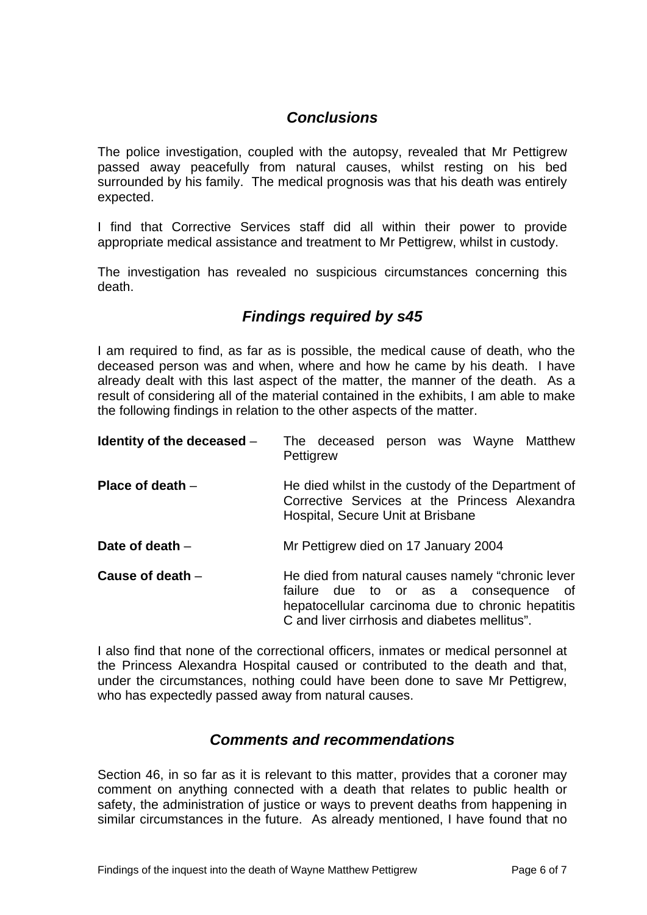## *Conclusions*

The police investigation, coupled with the autopsy, revealed that Mr Pettigrew passed away peacefully from natural causes, whilst resting on his bed surrounded by his family. The medical prognosis was that his death was entirely expected.

I find that Corrective Services staff did all within their power to provide appropriate medical assistance and treatment to Mr Pettigrew, whilst in custody.

The investigation has revealed no suspicious circumstances concerning this death.

## *Findings required by s45*

I am required to find, as far as is possible, the medical cause of death, who the deceased person was and when, where and how he came by his death. I have already dealt with this last aspect of the matter, the manner of the death. As a result of considering all of the material contained in the exhibits, I am able to make the following findings in relation to the other aspects of the matter.

**Identity of the deceased** – The deceased person was Wayne Matthew Pettigrew

**Place of death** – He died whilst in the custody of the Department of Corrective Services at the Princess Alexandra Hospital, Secure Unit at Brisbane

**Date of death** – Mr Pettigrew died on 17 January 2004

**Cause of death** – He died from natural causes namely "chronic lever failure due to or as a consequence of hepatocellular carcinoma due to chronic hepatitis C and liver cirrhosis and diabetes mellitus".

I also find that none of the correctional officers, inmates or medical personnel at the Princess Alexandra Hospital caused or contributed to the death and that, under the circumstances, nothing could have been done to save Mr Pettigrew, who has expectedly passed away from natural causes.

## *Comments and recommendations*

Section 46, in so far as it is relevant to this matter, provides that a coroner may comment on anything connected with a death that relates to public health or safety, the administration of justice or ways to prevent deaths from happening in similar circumstances in the future. As already mentioned, I have found that no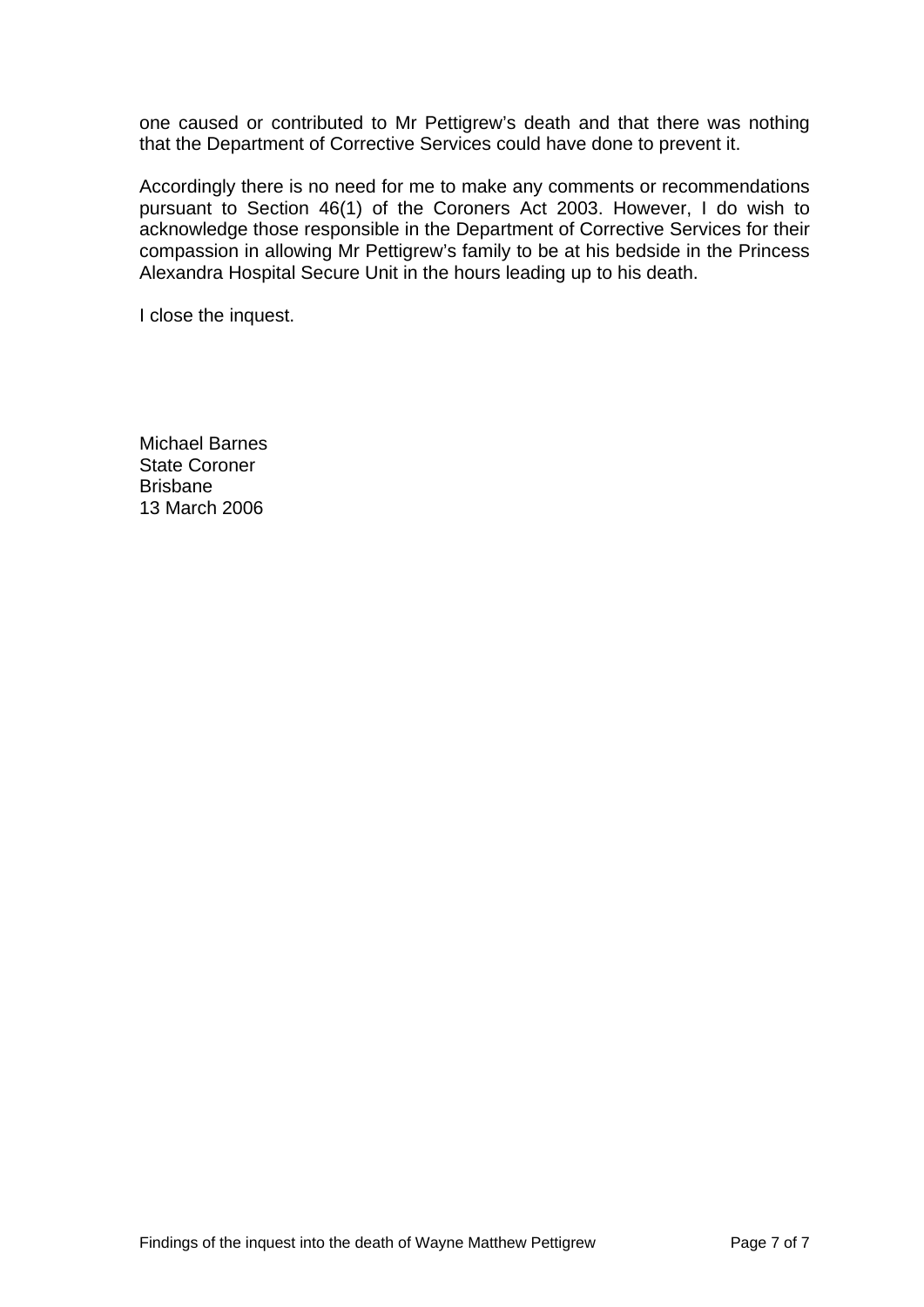one caused or contributed to Mr Pettigrew's death and that there was nothing that the Department of Corrective Services could have done to prevent it.

Accordingly there is no need for me to make any comments or recommendations pursuant to Section 46(1) of the Coroners Act 2003. However, I do wish to acknowledge those responsible in the Department of Corrective Services for their compassion in allowing Mr Pettigrew's family to be at his bedside in the Princess Alexandra Hospital Secure Unit in the hours leading up to his death.

I close the inquest.

Michael Barnes
State Coroner
Brisbane
13 March 2006